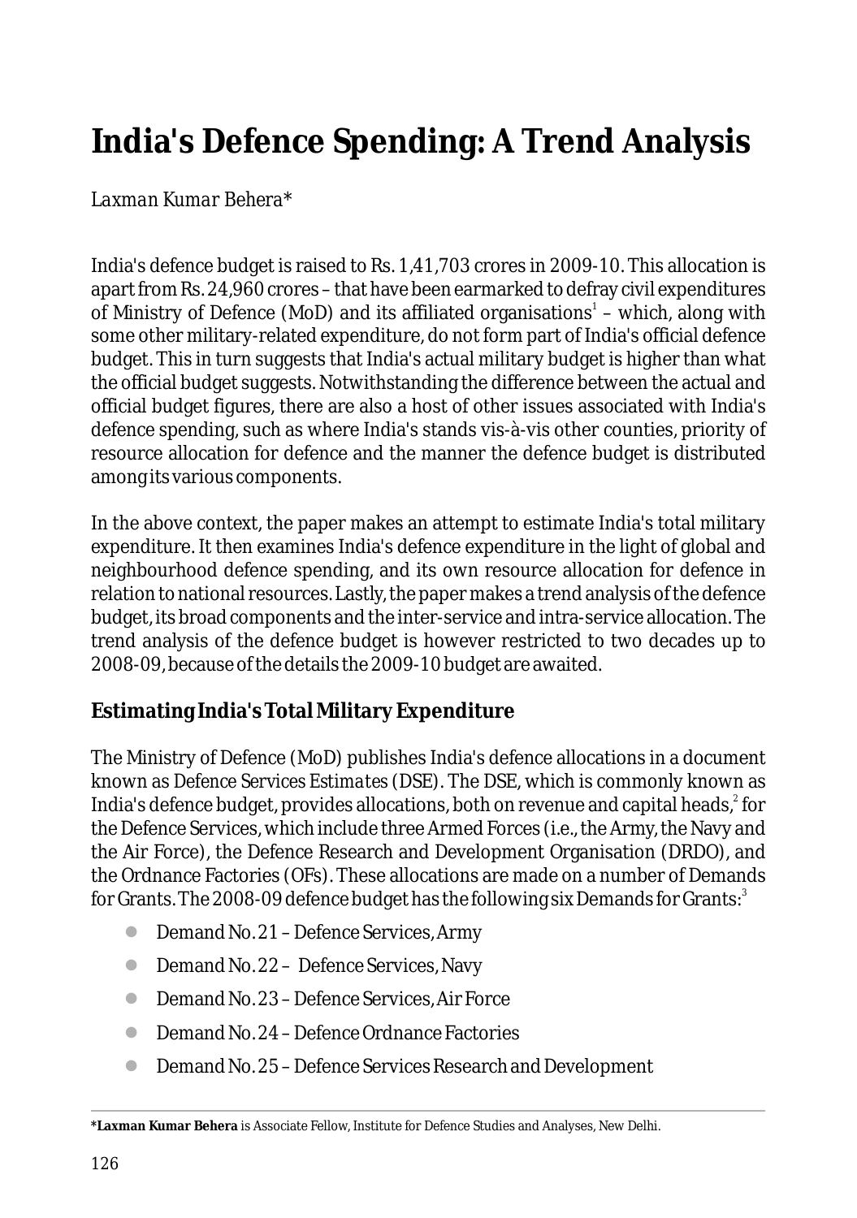# India's Defence Spending: A Trend Analysis

*Laxman Kumar Behera**

India's defence budget is raised to Rs. 1,41,703 crores in 2009-10. This allocation is apart from Rs. 24,960 crores – that have been earmarked to defray civil expenditures of Ministry of Defence (MoD) and its affiliated organisations[1] – which, along with some other military-related expenditure, do not form part of India's official defence budget. This in turn suggests that India's actual military budget is higher than what the official budget suggests. Notwithstanding the difference between the actual and official budget figures, there are also a host of other issues associated with India's defence spending, such as where India's stands vis-à-vis other counties, priority of resource allocation for defence and the manner the defence budget is distributed among its various components.

In the above context, the paper makes an attempt to estimate India's total military expenditure. It then examines India's defence expenditure in the light of global and neighbourhood defence spending, and its own resource allocation for defence in relation to national resources. Lastly, the paper makes a trend analysis of the defence budget, its broad components and the inter-service and intra-service allocation. The trend analysis of the defence budget is however restricted to two decades up to 2008-09, because of the details the 2009-10 budget are awaited.

## Estimating India's Total Military Expenditure

The Ministry of Defence (MoD) publishes India's defence allocations in a document known as *Defence Services Estimates* (DSE). The DSE, which is commonly known as India's defence budget, provides allocations, both on revenue and capital heads,[2] for the Defence Services, which include three Armed Forces (i.e., the Army, the Navy and the Air Force), the Defence Research and Development Organisation (DRDO), and the Ordnance Factories (OFs). These allocations are made on a number of Demands for Grants. The 2008-09 defence budget has the following six Demands for Grants:[3]

- Demand No. 21 – Defence Services, Army
- Demand No. 22 – Defence Services, Navy
- Demand No. 23 – Defence Services, Air Force
- Demand No. 24 – Defence Ordnance Factories
- Demand No. 25 – Defence Services Research and Development

**\*Laxman Kumar Behera** is Associate Fellow, Institute for Defence Studies and Analyses, New Delhi.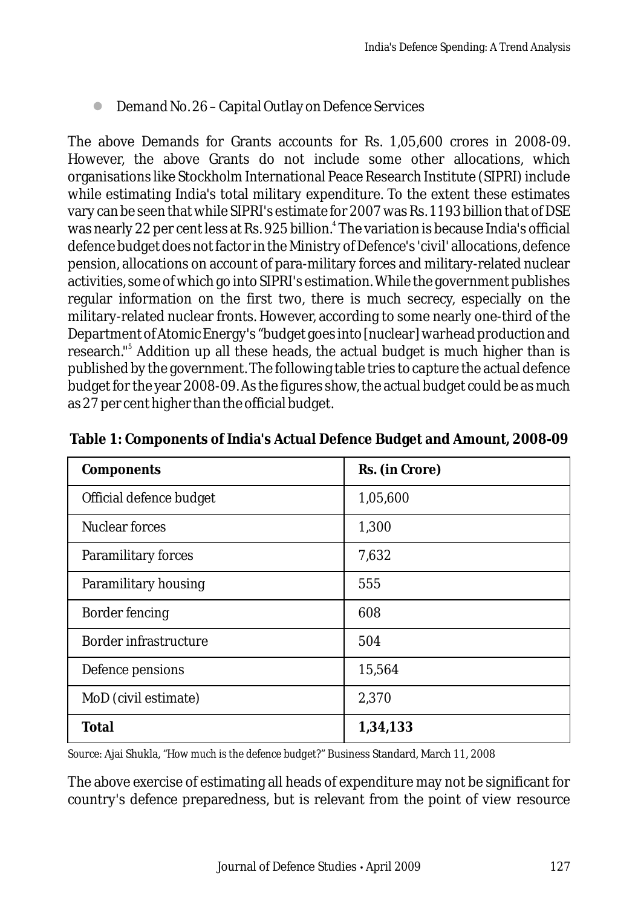- Demand No. 26 – Capital Outlay on Defence Services

The above Demands for Grants accounts for Rs. 1,05,600 crores in 2008-09. However, the above Grants do not include some other allocations, which organisations like Stockholm International Peace Research Institute (SIPRI) include while estimating India's total military expenditure. To the extent these estimates vary can be seen that while SIPRI's estimate for 2007 was Rs. 1193 billion that of DSE was nearly 22 per cent less at Rs. 925 billion.[4] The variation is because India's official defence budget does not factor in the Ministry of Defence's 'civil' allocations, defence pension, allocations on account of para-military forces and military-related nuclear activities, some of which go into SIPRI's estimation. While the government publishes regular information on the first two, there is much secrecy, especially on the military-related nuclear fronts. However, according to some nearly one-third of the Department of Atomic Energy's "budget goes into [nuclear] warhead production and research."[5] Addition up all these heads, the actual budget is much higher than is published by the government. The following table tries to capture the actual defence budget for the year 2008-09. As the figures show, the actual budget could be as much as 27 per cent higher than the official budget.

**Table 1: Components of India's Actual Defence Budget and Amount, 2008-09**

| Components | Rs. (in Crore) |
|---|---|
| Official defence budget | 1,05,600 |
| Nuclear forces | 1,300 |
| Paramilitary forces | 7,632 |
| Paramilitary housing | 555 |
| Border fencing | 608 |
| Border infrastructure | 504 |
| Defence pensions | 15,564 |
| MoD (civil estimate) | 2,370 |
| **Total** | **1,34,133** |

*Source: Ajai Shukla, "How much is the defence budget?" Business Standard, March 11, 2008*

The above exercise of estimating all heads of expenditure may not be significant for country's defence preparedness, but is relevant from the point of view resource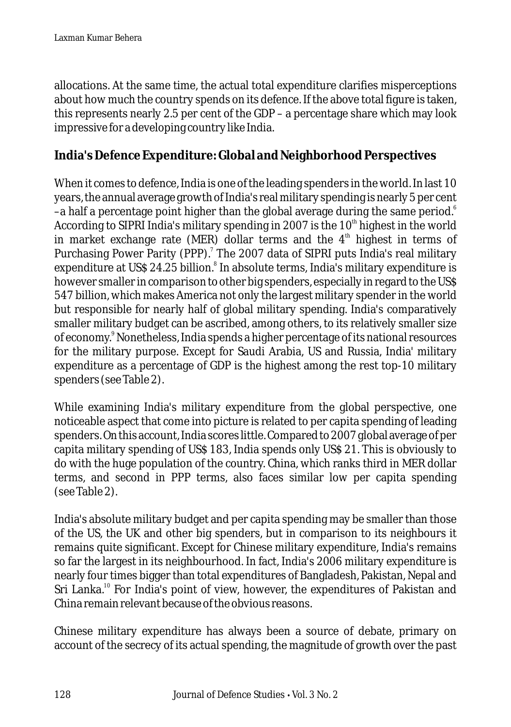allocations. At the same time, the actual total expenditure clarifies misperceptions about how much the country spends on its defence. If the above total figure is taken, this represents nearly 2.5 per cent of the GDP – a percentage share which may look impressive for a developing country like India.

## India's Defence Expenditure: Global and Neighborhood Perspectives

When it comes to defence, India is one of the leading spenders in the world. In last 10 years, the annual average growth of India's real military spending is nearly 5 per cent –a half a percentage point higher than the global average during the same period.[6] According to SIPRI India's military spending in 2007 is the 10th highest in the world in market exchange rate (MER) dollar terms and the 4th highest in terms of Purchasing Power Parity (PPP).[7] The 2007 data of SIPRI puts India's real military expenditure at US$ 24.25 billion.[8] In absolute terms, India's military expenditure is however smaller in comparison to other big spenders, especially in regard to the US$ 547 billion, which makes America not only the largest military spender in the world but responsible for nearly half of global military spending. India's comparatively smaller military budget can be ascribed, among others, to its relatively smaller size of economy.[9] Nonetheless, India spends a higher percentage of its national resources for the military purpose. Except for Saudi Arabia, US and Russia, India' military expenditure as a percentage of GDP is the highest among the rest top-10 military spenders (see Table 2).

While examining India's military expenditure from the global perspective, one noticeable aspect that come into picture is related to per capita spending of leading spenders. On this account, India scores little. Compared to 2007 global average of per capita military spending of US$ 183, India spends only US$ 21. This is obviously to do with the huge population of the country. China, which ranks third in MER dollar terms, and second in PPP terms, also faces similar low per capita spending (see Table 2).

India's absolute military budget and per capita spending may be smaller than those of the US, the UK and other big spenders, but in comparison to its neighbours it remains quite significant. Except for Chinese military expenditure, India's remains so far the largest in its neighbourhood. In fact, India's 2006 military expenditure is nearly four times bigger than total expenditures of Bangladesh, Pakistan, Nepal and Sri Lanka.[10] For India's point of view, however, the expenditures of Pakistan and China remain relevant because of the obvious reasons.

Chinese military expenditure has always been a source of debate, primary on account of the secrecy of its actual spending, the magnitude of growth over the past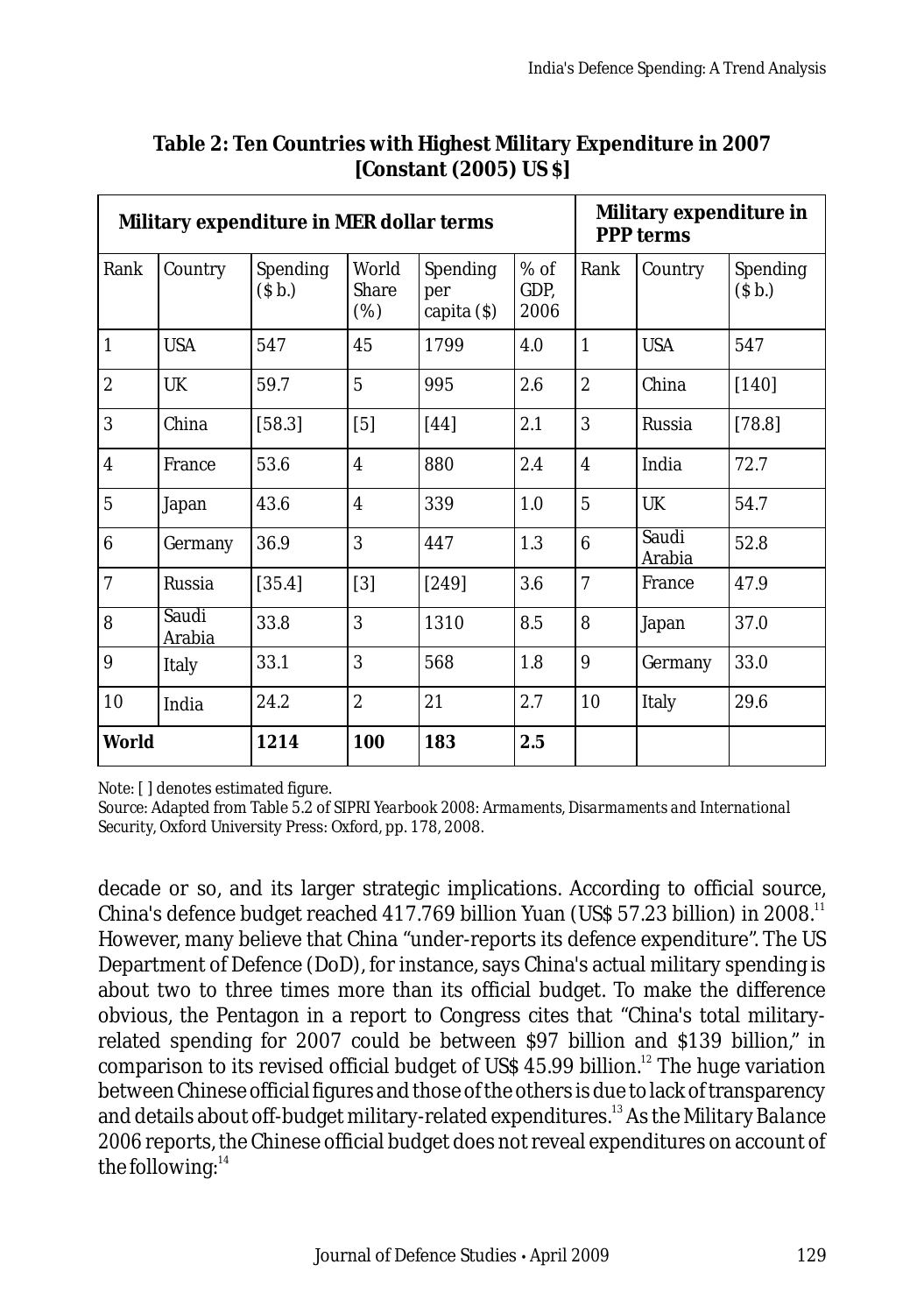**Table 2: Ten Countries with Highest Military Expenditure in 2007 [Constant (2005) US $]**

| Military expenditure in MER dollar terms | | | | | | Military expenditure in PPP terms | | |
|---|---|---|---|---|---|---|---|---|
| Rank | Country | Spending ($ b.) | World Share (%) | Spending per capita ($) | % of GDP, 2006 | Rank | Country | Spending ($ b.) |
| 1 | USA | 547 | 45 | 1799 | 4.0 | 1 | USA | 547 |
| 2 | UK | 59.7 | 5 | 995 | 2.6 | 2 | China | [140] |
| 3 | China | [58.3] | [5] | [44] | 2.1 | 3 | Russia | [78.8] |
| 4 | France | 53.6 | 4 | 880 | 2.4 | 4 | India | 72.7 |
| 5 | Japan | 43.6 | 4 | 339 | 1.0 | 5 | UK | 54.7 |
| 6 | Germany | 36.9 | 3 | 447 | 1.3 | 6 | Saudi Arabia | 52.8 |
| 7 | Russia | [35.4] | [3] | [249] | 3.6 | 7 | France | 47.9 |
| 8 | Saudi Arabia | 33.8 | 3 | 1310 | 8.5 | 8 | Japan | 37.0 |
| 9 | Italy | 33.1 | 3 | 568 | 1.8 | 9 | Germany | 33.0 |
| 10 | India | 24.2 | 2 | 21 | 2.7 | 10 | Italy | 29.6 |
| **World** | | **1214** | **100** | **183** | **2.5** | | | |

*Note: [ ] denotes estimated figure.*

*Source: Adapted from Table 5.2 of SIPRI Yearbook 2008: Armaments, Disarmaments and International Security, Oxford University Press: Oxford, pp. 178, 2008.*

decade or so, and its larger strategic implications. According to official source, China's defence budget reached 417.769 billion Yuan (US$ 57.23 billion) in 2008.[11] However, many believe that China "under-reports its defence expenditure". The US Department of Defence (DoD), for instance, says China's actual military spending is about two to three times more than its official budget. To make the difference obvious, the Pentagon in a report to Congress cites that "China's total military-related spending for 2007 could be between $97 billion and $139 billion," in comparison to its revised official budget of US$ 45.99 billion.[12] The huge variation between Chinese official figures and those of the others is due to lack of transparency and details about off-budget military-related expenditures.[13] As the *Military Balance* 2006 reports, the Chinese official budget does not reveal expenditures on account of the following:[14]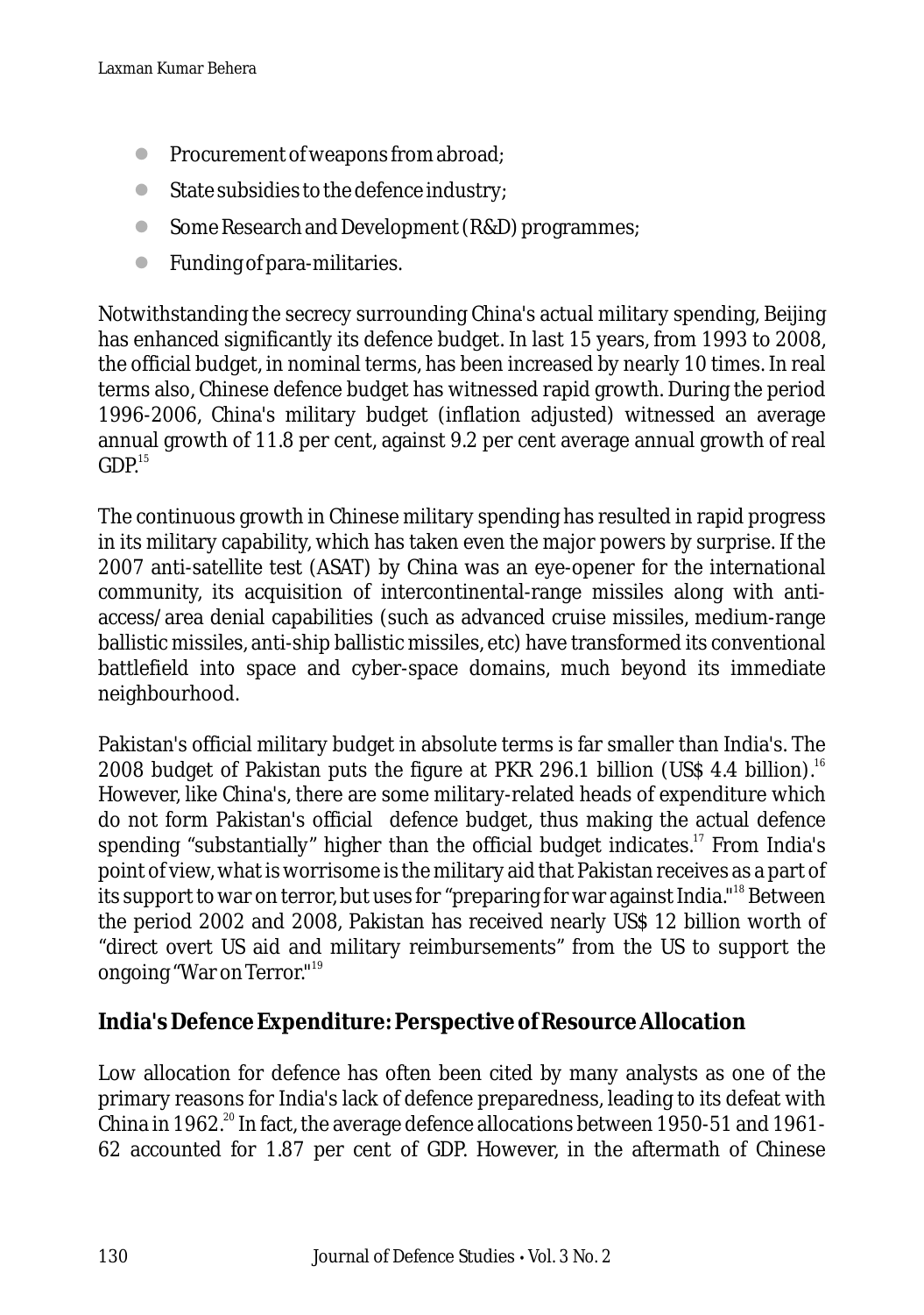- Procurement of weapons from abroad;
- State subsidies to the defence industry;
- Some Research and Development (R&D) programmes;
- Funding of para-militaries.

Notwithstanding the secrecy surrounding China's actual military spending, Beijing has enhanced significantly its defence budget. In last 15 years, from 1993 to 2008, the official budget, in nominal terms, has been increased by nearly 10 times. In real terms also, Chinese defence budget has witnessed rapid growth. During the period 1996-2006, China's military budget (inflation adjusted) witnessed an average annual growth of 11.8 per cent, against 9.2 per cent average annual growth of real GDP.[15]

The continuous growth in Chinese military spending has resulted in rapid progress in its military capability, which has taken even the major powers by surprise. If the 2007 anti-satellite test (ASAT) by China was an eye-opener for the international community, its acquisition of intercontinental-range missiles along with anti-access/area denial capabilities (such as advanced cruise missiles, medium-range ballistic missiles, anti-ship ballistic missiles, etc) have transformed its conventional battlefield into space and cyber-space domains, much beyond its immediate neighbourhood.

Pakistan's official military budget in absolute terms is far smaller than India's. The 2008 budget of Pakistan puts the figure at PKR 296.1 billion (US$ 4.4 billion).[16] However, like China's, there are some military-related heads of expenditure which do not form Pakistan's official defence budget, thus making the actual defence spending "substantially" higher than the official budget indicates.[17] From India's point of view, what is worrisome is the military aid that Pakistan receives as a part of its support to war on terror, but uses for "preparing for war against India."[18] Between the period 2002 and 2008, Pakistan has received nearly US$ 12 billion worth of "direct overt US aid and military reimbursements" from the US to support the ongoing "War on Terror."[19]

## India's Defence Expenditure: Perspective of Resource Allocation

Low allocation for defence has often been cited by many analysts as one of the primary reasons for India's lack of defence preparedness, leading to its defeat with China in 1962.[20] In fact, the average defence allocations between 1950-51 and 1961-62 accounted for 1.87 per cent of GDP. However, in the aftermath of Chinese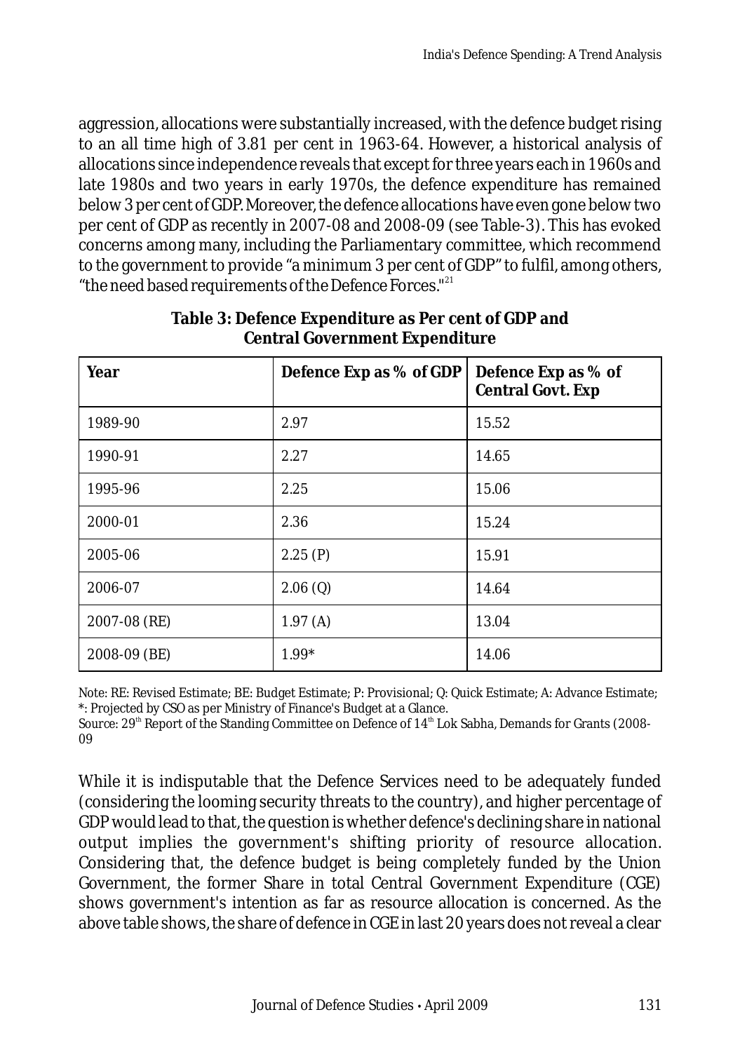aggression, allocations were substantially increased, with the defence budget rising to an all time high of 3.81 per cent in 1963-64. However, a historical analysis of allocations since independence reveals that except for three years each in 1960s and late 1980s and two years in early 1970s, the defence expenditure has remained below 3 per cent of GDP. Moreover, the defence allocations have even gone below two per cent of GDP as recently in 2007-08 and 2008-09 (see Table-3). This has evoked concerns among many, including the Parliamentary committee, which recommend to the government to provide "a minimum 3 per cent of GDP" to fulfil, among others, "the need based requirements of the Defence Forces."[21]

**Table 3: Defence Expenditure as Per cent of GDP and Central Government Expenditure**

| Year | Defence Exp as % of GDP | Defence Exp as % of Central Govt. Exp |
|---|---|---|
| 1989-90 | 2.97 | 15.52 |
| 1990-91 | 2.27 | 14.65 |
| 1995-96 | 2.25 | 15.06 |
| 2000-01 | 2.36 | 15.24 |
| 2005-06 | 2.25 (P) | 15.91 |
| 2006-07 | 2.06 (Q) | 14.64 |
| 2007-08 (RE) | 1.97 (A) | 13.04 |
| 2008-09 (BE) | 1.99* | 14.06 |

Note: RE: Revised Estimate; BE: Budget Estimate; P: Provisional; Q: Quick Estimate; A: Advance Estimate; *: Projected by CSO as per Ministry of Finance's Budget at a Glance.
Source: 29th Report of the Standing Committee on Defence of 14th Lok Sabha, Demands for Grants (2008-09

While it is indisputable that the Defence Services need to be adequately funded (considering the looming security threats to the country), and higher percentage of GDP would lead to that, the question is whether defence's declining share in national output implies the government's shifting priority of resource allocation. Considering that, the defence budget is being completely funded by the Union Government, the former Share in total Central Government Expenditure (CGE) shows government's intention as far as resource allocation is concerned. As the above table shows, the share of defence in CGE in last 20 years does not reveal a clear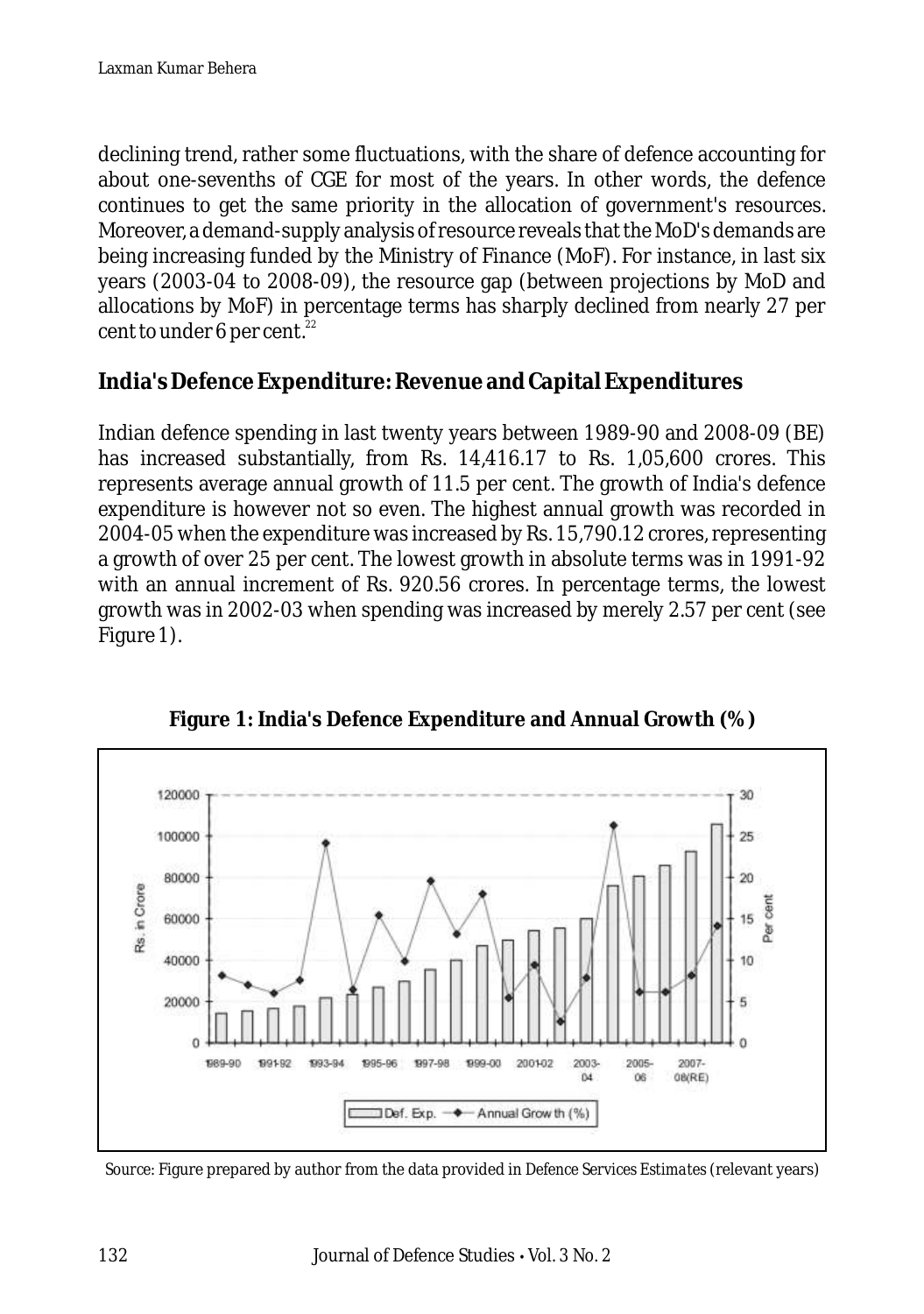declining trend, rather some fluctuations, with the share of defence accounting for about one-sevenths of CGE for most of the years. In other words, the defence continues to get the same priority in the allocation of government's resources. Moreover, a demand-supply analysis of resource reveals that the MoD's demands are being increasing funded by the Ministry of Finance (MoF). For instance, in last six years (2003-04 to 2008-09), the resource gap (between projections by MoD and allocations by MoF) in percentage terms has sharply declined from nearly 27 per cent to under 6 per cent.[22]

## India's Defence Expenditure: Revenue and Capital Expenditures

Indian defence spending in last twenty years between 1989-90 and 2008-09 (BE) has increased substantially, from Rs. 14,416.17 to Rs. 1,05,600 crores. This represents average annual growth of 11.5 per cent. The growth of India's defence expenditure is however not so even. The highest annual growth was recorded in 2004-05 when the expenditure was increased by Rs. 15,790.12 crores, representing a growth of over 25 per cent. The lowest growth in absolute terms was in 1991-92 with an annual increment of Rs. 920.56 crores. In percentage terms, the lowest growth was in 2002-03 when spending was increased by merely 2.57 per cent (see Figure 1).

**Figure 1: India's Defence Expenditure and Annual Growth (%)**

*Source:* Figure prepared by author from the data provided in *Defence Services Estimates* (relevant years)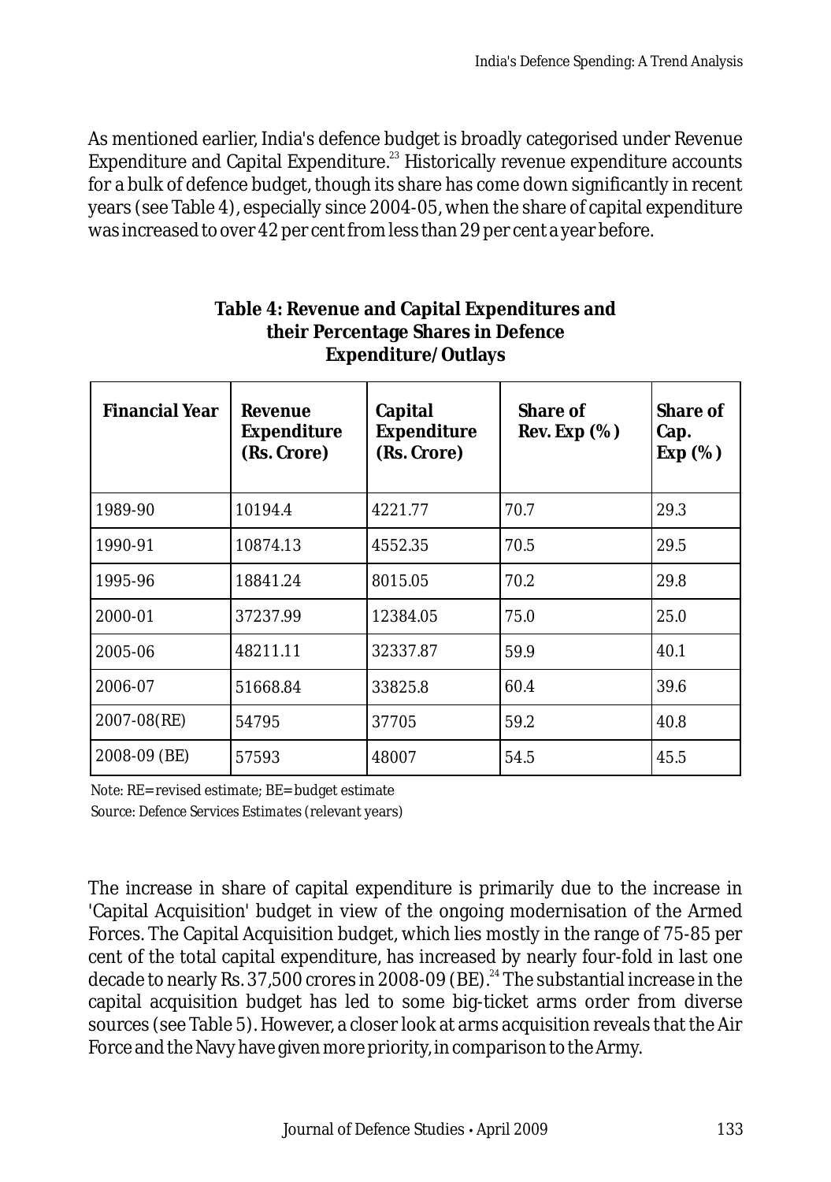As mentioned earlier, India's defence budget is broadly categorised under Revenue Expenditure and Capital Expenditure.[23] Historically revenue expenditure accounts for a bulk of defence budget, though its share has come down significantly in recent years (see Table 4), especially since 2004-05, when the share of capital expenditure was increased to over 42 per cent from less than 29 per cent a year before.

**Table 4: Revenue and Capital Expenditures and their Percentage Shares in Defence Expenditure/Outlays**

| Financial Year | Revenue Expenditure (Rs. Crore) | Capital Expenditure (Rs. Crore) | Share of Rev. Exp (%) | Share of Cap. Exp (%) |
|---|---|---|---|---|
| 1989-90 | 10194.4 | 4221.77 | 70.7 | 29.3 |
| 1990-91 | 10874.13 | 4552.35 | 70.5 | 29.5 |
| 1995-96 | 18841.24 | 8015.05 | 70.2 | 29.8 |
| 2000-01 | 37237.99 | 12384.05 | 75.0 | 25.0 |
| 2005-06 | 48211.11 | 32337.87 | 59.9 | 40.1 |
| 2006-07 | 51668.84 | 33825.8 | 60.4 | 39.6 |
| 2007-08(RE) | 54795 | 37705 | 59.2 | 40.8 |
| 2008-09 (BE) | 57593 | 48007 | 54.5 | 45.5 |

*Note: RE=revised estimate; BE=budget estimate*

*Source: Defence Services Estimates (relevant years)*

The increase in share of capital expenditure is primarily due to the increase in 'Capital Acquisition' budget in view of the ongoing modernisation of the Armed Forces. The Capital Acquisition budget, which lies mostly in the range of 75-85 per cent of the total capital expenditure, has increased by nearly four-fold in last one decade to nearly Rs. 37,500 crores in 2008-09 (BE).[24] The substantial increase in the capital acquisition budget has led to some big-ticket arms order from diverse sources (see Table 5). However, a closer look at arms acquisition reveals that the Air Force and the Navy have given more priority, in comparison to the Army.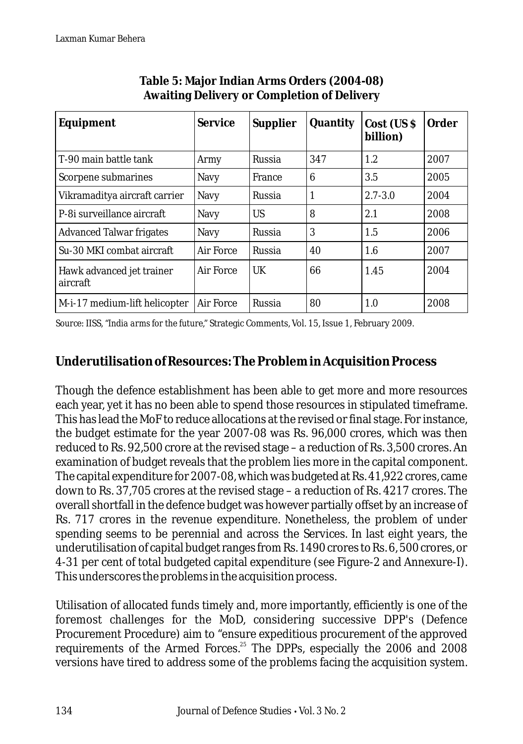**Table 5: Major Indian Arms Orders (2004-08) Awaiting Delivery or Completion of Delivery**

| Equipment | Service | Supplier | Quantity | Cost (US $ billion) | Order |
|---|---|---|---|---|---|
| T-90 main battle tank | Army | Russia | 347 | 1.2 | 2007 |
| Scorpene submarines | Navy | France | 6 | 3.5 | 2005 |
| Vikramaditya aircraft carrier | Navy | Russia | 1 | 2.7-3.0 | 2004 |
| P-8i surveillance aircraft | Navy | US | 8 | 2.1 | 2008 |
| Advanced Talwar frigates | Navy | Russia | 3 | 1.5 | 2006 |
| Su-30 MKI combat aircraft | Air Force | Russia | 40 | 1.6 | 2007 |
| Hawk advanced jet trainer aircraft | Air Force | UK | 66 | 1.45 | 2004 |
| M-i-17 medium-lift helicopter | Air Force | Russia | 80 | 1.0 | 2008 |

*Source:* IISS, "*India arms for the future*," Strategic Comments, Vol. 15, Issue 1, February 2009.

## Underutilisation of Resources: The Problem in Acquisition Process

Though the defence establishment has been able to get more and more resources each year, yet it has no been able to spend those resources in stipulated timeframe. This has lead the MoF to reduce allocations at the revised or final stage. For instance, the budget estimate for the year 2007-08 was Rs. 96,000 crores, which was then reduced to Rs. 92,500 crore at the revised stage – a reduction of Rs. 3,500 crores. An examination of budget reveals that the problem lies more in the capital component. The capital expenditure for 2007-08, which was budgeted at Rs. 41,922 crores, came down to Rs. 37,705 crores at the revised stage – a reduction of Rs. 4217 crores. The overall shortfall in the defence budget was however partially offset by an increase of Rs. 717 crores in the revenue expenditure. Nonetheless, the problem of under spending seems to be perennial and across the Services. In last eight years, the underutilisation of capital budget ranges from Rs. 1490 crores to Rs. 6, 500 crores, or 4-31 per cent of total budgeted capital expenditure (see Figure-2 and Annexure-I). This underscores the problems in the acquisition process.

Utilisation of allocated funds timely and, more importantly, efficiently is one of the foremost challenges for the MoD, considering successive DPP's (Defence Procurement Procedure) aim to "ensure expeditious procurement of the approved requirements of the Armed Forces.[25] The DPPs, especially the 2006 and 2008 versions have tired to address some of the problems facing the acquisition system.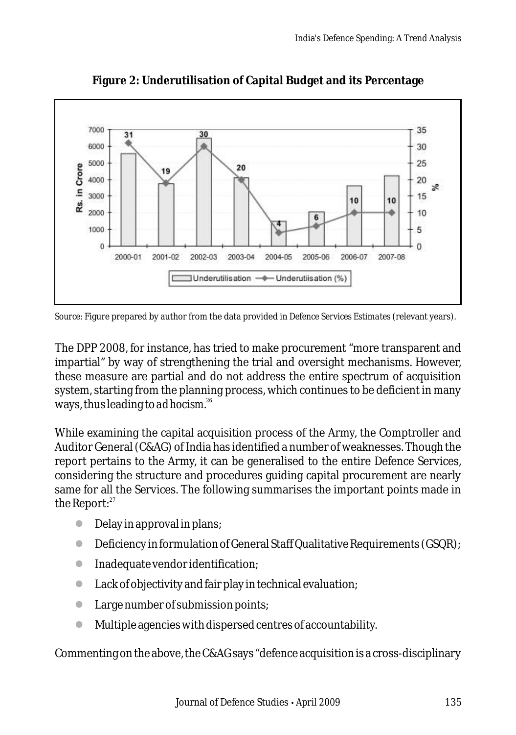**Figure 2: Underutilisation of Capital Budget and its Percentage**

Source: Figure prepared by author from the data provided in *Defence Services Estimates* (relevant years).

The DPP 2008, for instance, has tried to make procurement "more transparent and impartial" by way of strengthening the trial and oversight mechanisms. However, these measure are partial and do not address the entire spectrum of acquisition system, starting from the planning process, which continues to be deficient in many ways, thus leading to *ad hocism*.[26]

While examining the capital acquisition process of the Army, the Comptroller and Auditor General (C&AG) of India has identified a number of weaknesses. Though the report pertains to the Army, it can be generalised to the entire Defence Services, considering the structure and procedures guiding capital procurement are nearly same for all the Services. The following summarises the important points made in the Report:[27]

- Delay in approval in plans;
- Deficiency in formulation of General Staff Qualitative Requirements (GSQR);
- Inadequate vendor identification;
- Lack of objectivity and fair play in technical evaluation;
- Large number of submission points;
- Multiple agencies with dispersed centres of accountability.

Commenting on the above, the C&AG says "defence acquisition is a cross-disciplinary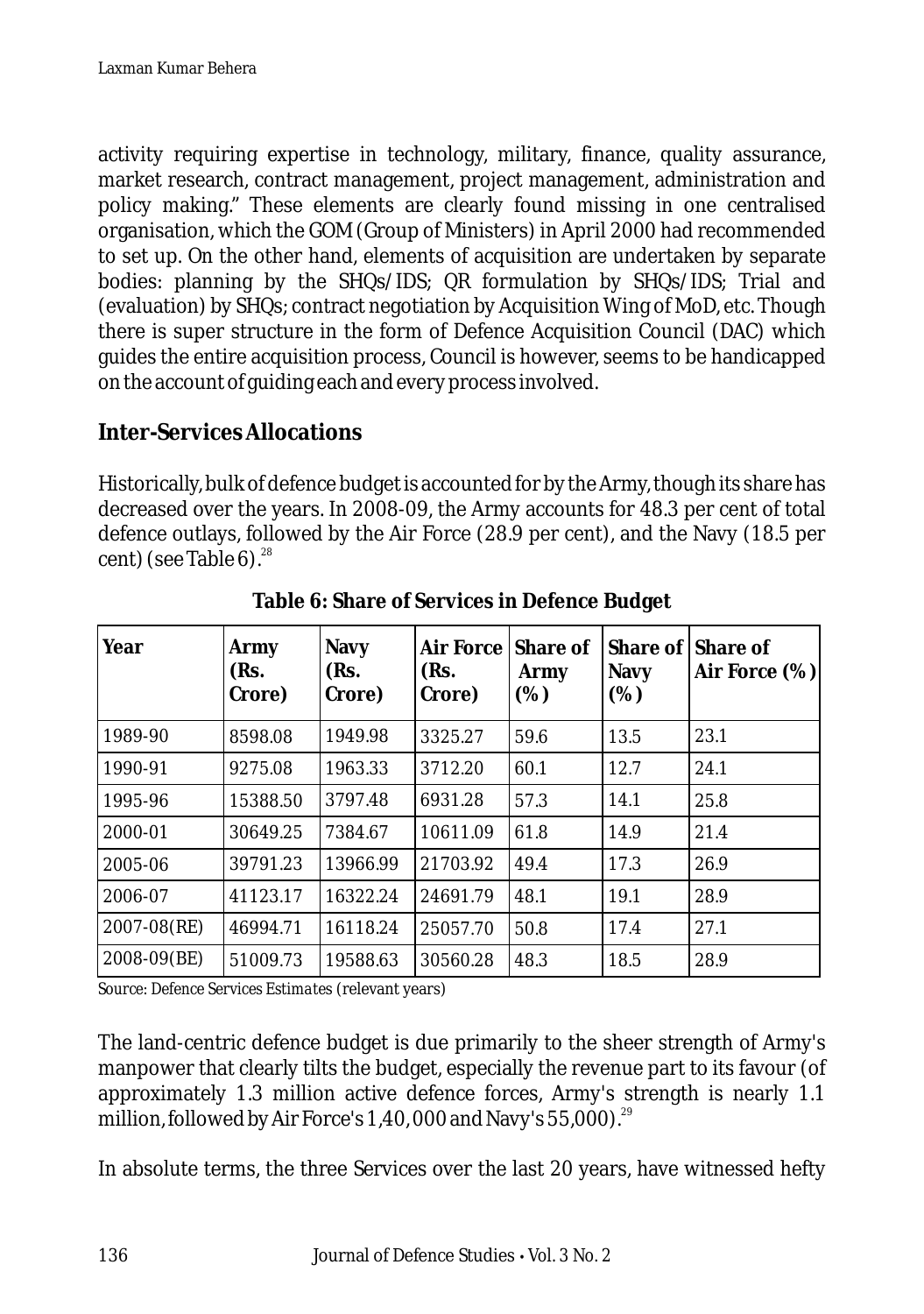activity requiring expertise in technology, military, finance, quality assurance, market research, contract management, project management, administration and policy making." These elements are clearly found missing in one centralised organisation, which the GOM (Group of Ministers) in April 2000 had recommended to set up. On the other hand, elements of acquisition are undertaken by separate bodies: planning by the SHQs/IDS; QR formulation by SHQs/IDS; Trial and (evaluation) by SHQs; contract negotiation by Acquisition Wing of MoD, etc. Though there is super structure in the form of Defence Acquisition Council (DAC) which guides the entire acquisition process, Council is however, seems to be handicapped on the account of guiding each and every process involved.

## Inter-Services Allocations

Historically, bulk of defence budget is accounted for by the Army, though its share has decreased over the years. In 2008-09, the Army accounts for 48.3 per cent of total defence outlays, followed by the Air Force (28.9 per cent), and the Navy (18.5 per cent) (see Table 6).[28]

**Table 6: Share of Services in Defence Budget**

| Year | Army (Rs. Crore) | Navy (Rs. Crore) | Air Force (Rs. Crore) | Share of Army (%) | Share of Navy (%) | Share of Air Force (%) |
|---|---|---|---|---|---|---|
| 1989-90 | 8598.08 | 1949.98 | 3325.27 | 59.6 | 13.5 | 23.1 |
| 1990-91 | 9275.08 | 1963.33 | 3712.20 | 60.1 | 12.7 | 24.1 |
| 1995-96 | 15388.50 | 3797.48 | 6931.28 | 57.3 | 14.1 | 25.8 |
| 2000-01 | 30649.25 | 7384.67 | 10611.09 | 61.8 | 14.9 | 21.4 |
| 2005-06 | 39791.23 | 13966.99 | 21703.92 | 49.4 | 17.3 | 26.9 |
| 2006-07 | 41123.17 | 16322.24 | 24691.79 | 48.1 | 19.1 | 28.9 |
| 2007-08(RE) | 46994.71 | 16118.24 | 25057.70 | 50.8 | 17.4 | 27.1 |
| 2008-09(BE) | 51009.73 | 19588.63 | 30560.28 | 48.3 | 18.5 | 28.9 |

*Source: Defence Services Estimates (relevant years)*

The land-centric defence budget is due primarily to the sheer strength of Army's manpower that clearly tilts the budget, especially the revenue part to its favour (of approximately 1.3 million active defence forces, Army's strength is nearly 1.1 million, followed by Air Force's 1,40,000 and Navy's 55,000).[29]

In absolute terms, the three Services over the last 20 years, have witnessed hefty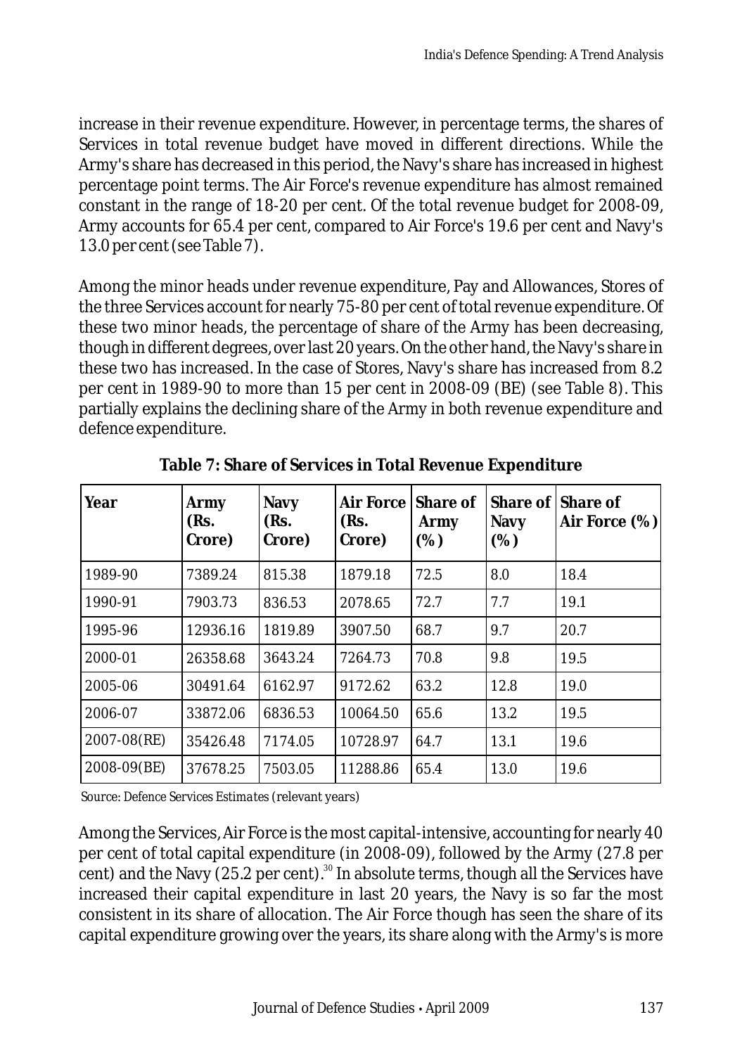increase in their revenue expenditure. However, in percentage terms, the shares of Services in total revenue budget have moved in different directions. While the Army's share has decreased in this period, the Navy's share has increased in highest percentage point terms. The Air Force's revenue expenditure has almost remained constant in the range of 18-20 per cent. Of the total revenue budget for 2008-09, Army accounts for 65.4 per cent, compared to Air Force's 19.6 per cent and Navy's 13.0 per cent (see Table 7).

Among the minor heads under revenue expenditure, Pay and Allowances, Stores of the three Services account for nearly 75-80 per cent of total revenue expenditure. Of these two minor heads, the percentage of share of the Army has been decreasing, though in different degrees, over last 20 years. On the other hand, the Navy's share in these two has increased. In the case of Stores, Navy's share has increased from 8.2 per cent in 1989-90 to more than 15 per cent in 2008-09 (BE) (see Table 8). This partially explains the declining share of the Army in both revenue expenditure and defence expenditure.

**Table 7: Share of Services in Total Revenue Expenditure**

| Year | Army (Rs. Crore) | Navy (Rs. Crore) | Air Force (Rs. Crore) | Share of Army (%) | Share of Navy (%) | Share of Air Force (%) |
|---|---|---|---|---|---|---|
| 1989-90 | 7389.24 | 815.38 | 1879.18 | 72.5 | 8.0 | 18.4 |
| 1990-91 | 7903.73 | 836.53 | 2078.65 | 72.7 | 7.7 | 19.1 |
| 1995-96 | 12936.16 | 1819.89 | 3907.50 | 68.7 | 9.7 | 20.7 |
| 2000-01 | 26358.68 | 3643.24 | 7264.73 | 70.8 | 9.8 | 19.5 |
| 2005-06 | 30491.64 | 6162.97 | 9172.62 | 63.2 | 12.8 | 19.0 |
| 2006-07 | 33872.06 | 6836.53 | 10064.50 | 65.6 | 13.2 | 19.5 |
| 2007-08(RE) | 35426.48 | 7174.05 | 10728.97 | 64.7 | 13.1 | 19.6 |
| 2008-09(BE) | 37678.25 | 7503.05 | 11288.86 | 65.4 | 13.0 | 19.6 |

*Source: Defence Services Estimates (relevant years)*

Among the Services, Air Force is the most capital-intensive, accounting for nearly 40 per cent of total capital expenditure (in 2008-09), followed by the Army (27.8 per cent) and the Navy (25.2 per cent).[30] In absolute terms, though all the Services have increased their capital expenditure in last 20 years, the Navy is so far the most consistent in its share of allocation. The Air Force though has seen the share of its capital expenditure growing over the years, its share along with the Army's is more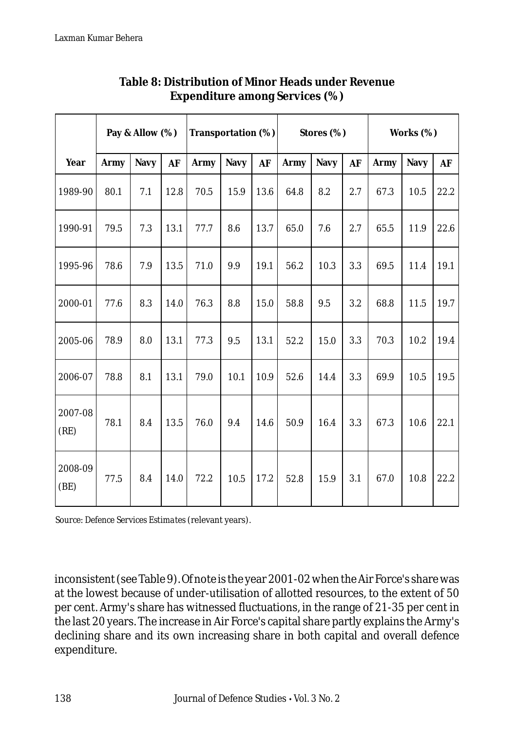**Table 8: Distribution of Minor Heads under Revenue Expenditure among Services (%)**

| | Pay & Allow (%) | | | Transportation (%) | | | Stores (%) | | | Works (%) | | |
|---|---|---|---|---|---|---|---|---|---|---|---|---|
| Year | Army | Navy | AF | Army | Navy | AF | Army | Navy | AF | Army | Navy | AF |
| 1989-90 | 80.1 | 7.1 | 12.8 | 70.5 | 15.9 | 13.6 | 64.8 | 8.2 | 2.7 | 67.3 | 10.5 | 22.2 |
| 1990-91 | 79.5 | 7.3 | 13.1 | 77.7 | 8.6 | 13.7 | 65.0 | 7.6 | 2.7 | 65.5 | 11.9 | 22.6 |
| 1995-96 | 78.6 | 7.9 | 13.5 | 71.0 | 9.9 | 19.1 | 56.2 | 10.3 | 3.3 | 69.5 | 11.4 | 19.1 |
| 2000-01 | 77.6 | 8.3 | 14.0 | 76.3 | 8.8 | 15.0 | 58.8 | 9.5 | 3.2 | 68.8 | 11.5 | 19.7 |
| 2005-06 | 78.9 | 8.0 | 13.1 | 77.3 | 9.5 | 13.1 | 52.2 | 15.0 | 3.3 | 70.3 | 10.2 | 19.4 |
| 2006-07 | 78.8 | 8.1 | 13.1 | 79.0 | 10.1 | 10.9 | 52.6 | 14.4 | 3.3 | 69.9 | 10.5 | 19.5 |
| 2007-08 (RE) | 78.1 | 8.4 | 13.5 | 76.0 | 9.4 | 14.6 | 50.9 | 16.4 | 3.3 | 67.3 | 10.6 | 22.1 |
| 2008-09 (BE) | 77.5 | 8.4 | 14.0 | 72.2 | 10.5 | 17.2 | 52.8 | 15.9 | 3.1 | 67.0 | 10.8 | 22.2 |

*Source: Defence Services Estimates (relevant years).*

inconsistent (see Table 9). Of note is the year 2001-02 when the Air Force's share was at the lowest because of under-utilisation of allotted resources, to the extent of 50 per cent. Army's share has witnessed fluctuations, in the range of 21-35 per cent in the last 20 years. The increase in Air Force's capital share partly explains the Army's declining share and its own increasing share in both capital and overall defence expenditure.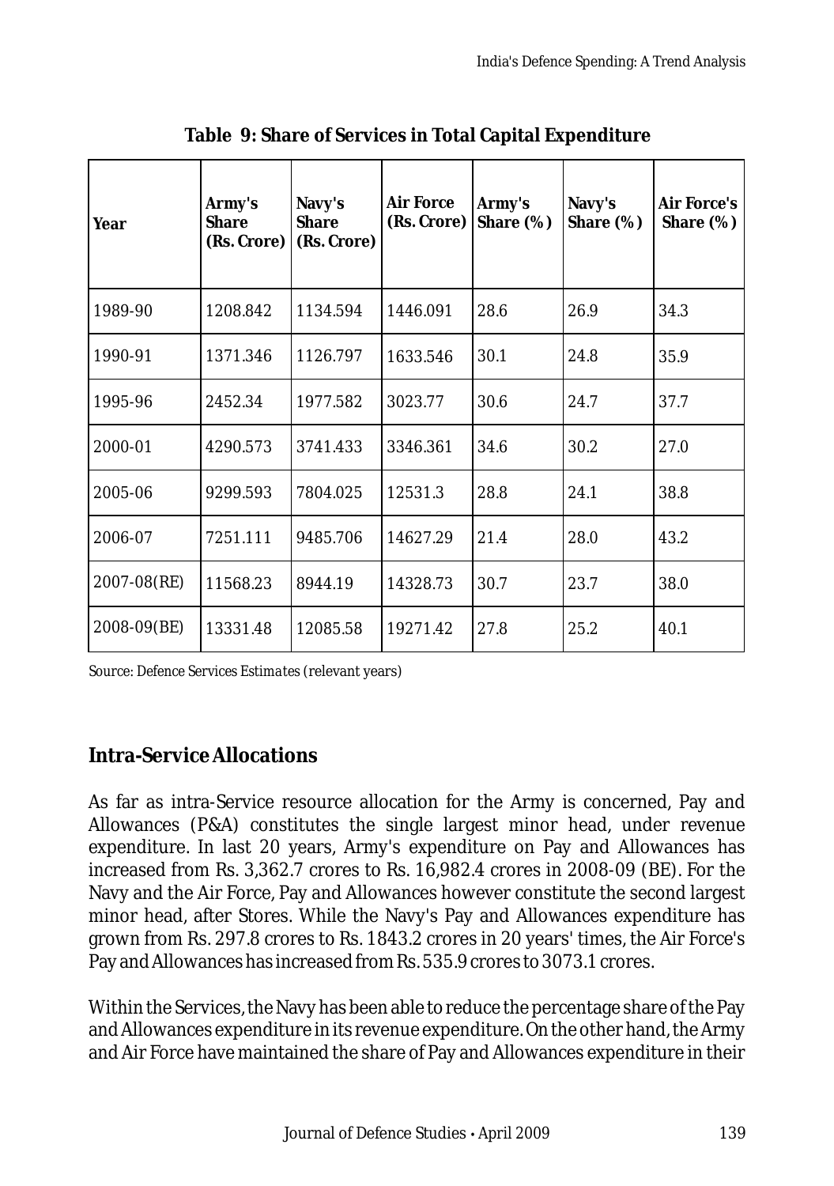**Table 9: Share of Services in Total Capital Expenditure**

| Year | Army's Share (Rs. Crore) | Navy's Share (Rs. Crore) | Air Force (Rs. Crore) | Army's Share (%) | Navy's Share (%) | Air Force's Share (%) |
|---|---|---|---|---|---|---|
| 1989-90 | 1208.842 | 1134.594 | 1446.091 | 28.6 | 26.9 | 34.3 |
| 1990-91 | 1371.346 | 1126.797 | 1633.546 | 30.1 | 24.8 | 35.9 |
| 1995-96 | 2452.34 | 1977.582 | 3023.77 | 30.6 | 24.7 | 37.7 |
| 2000-01 | 4290.573 | 3741.433 | 3346.361 | 34.6 | 30.2 | 27.0 |
| 2005-06 | 9299.593 | 7804.025 | 12531.3 | 28.8 | 24.1 | 38.8 |
| 2006-07 | 7251.111 | 9485.706 | 14627.29 | 21.4 | 28.0 | 43.2 |
| 2007-08(RE) | 11568.23 | 8944.19 | 14328.73 | 30.7 | 23.7 | 38.0 |
| 2008-09(BE) | 13331.48 | 12085.58 | 19271.42 | 27.8 | 25.2 | 40.1 |

*Source: Defence Services Estimates (relevant years)*

## Intra-Service Allocations

As far as intra-Service resource allocation for the Army is concerned, Pay and Allowances (P&A) constitutes the single largest minor head, under revenue expenditure. In last 20 years, Army's expenditure on Pay and Allowances has increased from Rs. 3,362.7 crores to Rs. 16,982.4 crores in 2008-09 (BE). For the Navy and the Air Force, Pay and Allowances however constitute the second largest minor head, after Stores. While the Navy's Pay and Allowances expenditure has grown from Rs. 297.8 crores to Rs. 1843.2 crores in 20 years' times, the Air Force's Pay and Allowances has increased from Rs. 535.9 crores to 3073.1 crores.

Within the Services, the Navy has been able to reduce the percentage share of the Pay and Allowances expenditure in its revenue expenditure. On the other hand, the Army and Air Force have maintained the share of Pay and Allowances expenditure in their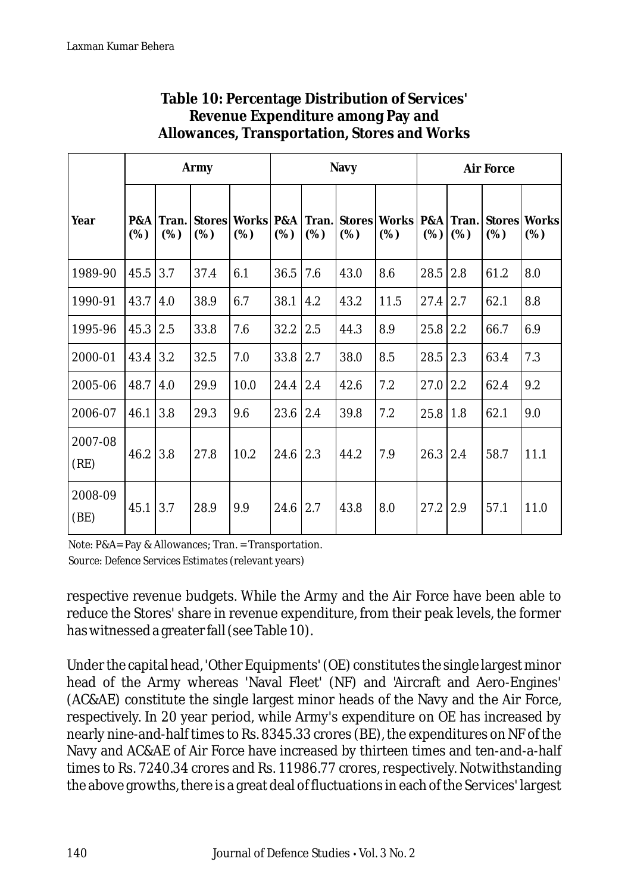**Table 10: Percentage Distribution of Services' Revenue Expenditure among Pay and Allowances, Transportation, Stores and Works**

| Year | Army | | | | Navy | | | | Air Force | | | |
|---|---|---|---|---|---|---|---|---|---|---|---|---|
| | P&A (%) | Tran. (%) | Stores (%) | Works (%) | P&A (%) | Tran. (%) | Stores (%) | Works (%) | P&A (%) | Tran. (%) | Stores (%) | Works (%) |
| 1989-90 | 45.5 | 3.7 | 37.4 | 6.1 | 36.5 | 7.6 | 43.0 | 8.6 | 28.5 | 2.8 | 61.2 | 8.0 |
| 1990-91 | 43.7 | 4.0 | 38.9 | 6.7 | 38.1 | 4.2 | 43.2 | 11.5 | 27.4 | 2.7 | 62.1 | 8.8 |
| 1995-96 | 45.3 | 2.5 | 33.8 | 7.6 | 32.2 | 2.5 | 44.3 | 8.9 | 25.8 | 2.2 | 66.7 | 6.9 |
| 2000-01 | 43.4 | 3.2 | 32.5 | 7.0 | 33.8 | 2.7 | 38.0 | 8.5 | 28.5 | 2.3 | 63.4 | 7.3 |
| 2005-06 | 48.7 | 4.0 | 29.9 | 10.0 | 24.4 | 2.4 | 42.6 | 7.2 | 27.0 | 2.2 | 62.4 | 9.2 |
| 2006-07 | 46.1 | 3.8 | 29.3 | 9.6 | 23.6 | 2.4 | 39.8 | 7.2 | 25.8 | 1.8 | 62.1 | 9.0 |
| 2007-08 (RE) | 46.2 | 3.8 | 27.8 | 10.2 | 24.6 | 2.3 | 44.2 | 7.9 | 26.3 | 2.4 | 58.7 | 11.1 |
| 2008-09 (BE) | 45.1 | 3.7 | 28.9 | 9.9 | 24.6 | 2.7 | 43.8 | 8.0 | 27.2 | 2.9 | 57.1 | 11.0 |

Note: P&A=Pay & Allowances; Tran. = Transportation.
Source: *Defence Services Estimates* (relevant years)

respective revenue budgets. While the Army and the Air Force have been able to reduce the Stores' share in revenue expenditure, from their peak levels, the former has witnessed a greater fall (see Table 10).

Under the capital head, 'Other Equipments' (OE) constitutes the single largest minor head of the Army whereas 'Naval Fleet' (NF) and 'Aircraft and Aero-Engines' (AC&AE) constitute the single largest minor heads of the Navy and the Air Force, respectively. In 20 year period, while Army's expenditure on OE has increased by nearly nine-and-half times to Rs. 8345.33 crores (BE), the expenditures on NF of the Navy and AC&AE of Air Force have increased by thirteen times and ten-and-a-half times to Rs. 7240.34 crores and Rs. 11986.77 crores, respectively. Notwithstanding the above growths, there is a great deal of fluctuations in each of the Services' largest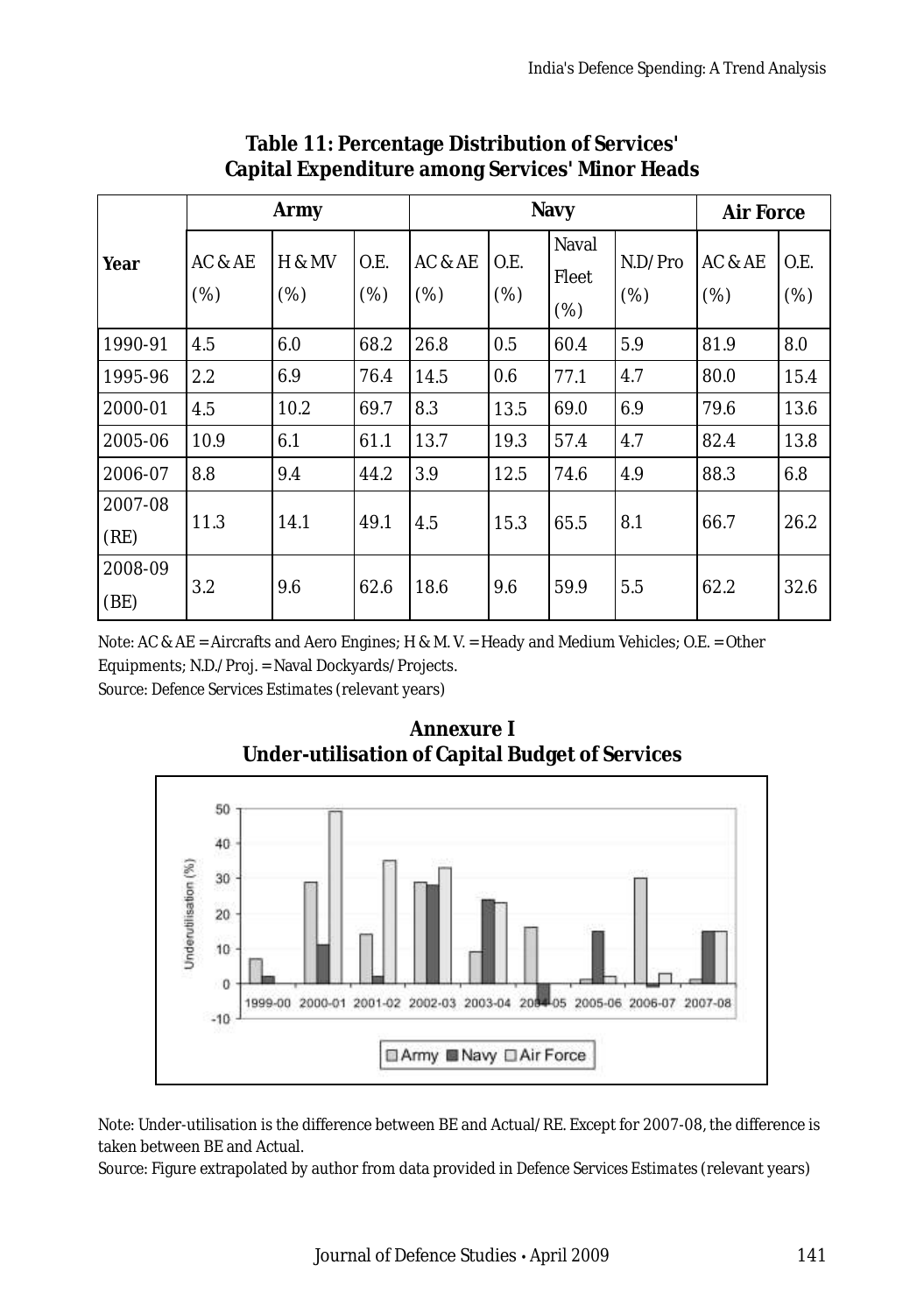**Table 11: Percentage Distribution of Services' Capital Expenditure among Services' Minor Heads**

| Year | Army | | | Navy | | | | Air Force | |
|---|---|---|---|---|---|---|---|---|---|
| | AC & AE (%) | H & MV (%) | O.E. (%) | AC & AE (%) | O.E. (%) | Naval Fleet (%) | N.D./Pro (%) | AC & AE (%) | O.E. (%) |
| 1990-91 | 4.5 | 6.0 | 68.2 | 26.8 | 0.5 | 60.4 | 5.9 | 81.9 | 8.0 |
| 1995-96 | 2.2 | 6.9 | 76.4 | 14.5 | 0.6 | 77.1 | 4.7 | 80.0 | 15.4 |
| 2000-01 | 4.5 | 10.2 | 69.7 | 8.3 | 13.5 | 69.0 | 6.9 | 79.6 | 13.6 |
| 2005-06 | 10.9 | 6.1 | 61.1 | 13.7 | 19.3 | 57.4 | 4.7 | 82.4 | 13.8 |
| 2006-07 | 8.8 | 9.4 | 44.2 | 3.9 | 12.5 | 74.6 | 4.9 | 88.3 | 6.8 |
| 2007-08 (RE) | 11.3 | 14.1 | 49.1 | 4.5 | 15.3 | 65.5 | 8.1 | 66.7 | 26.2 |
| 2008-09 (BE) | 3.2 | 9.6 | 62.6 | 18.6 | 9.6 | 59.9 | 5.5 | 62.2 | 32.6 |

Note: AC & AE = Aircrafts and Aero Engines; H & M. V. = Heady and Medium Vehicles; O.E. = Other Equipments; N.D./Proj. = Naval Dockyards/Projects.

Source: *Defence Services Estimates* (relevant years)

## Annexure I

**Under-utilisation of Capital Budget of Services**

Note: Under-utilisation is the difference between BE and Actual/RE. Except for 2007-08, the difference is taken between BE and Actual.

Source: Figure extrapolated by author from data provided in *Defence Services Estimates* (relevant years)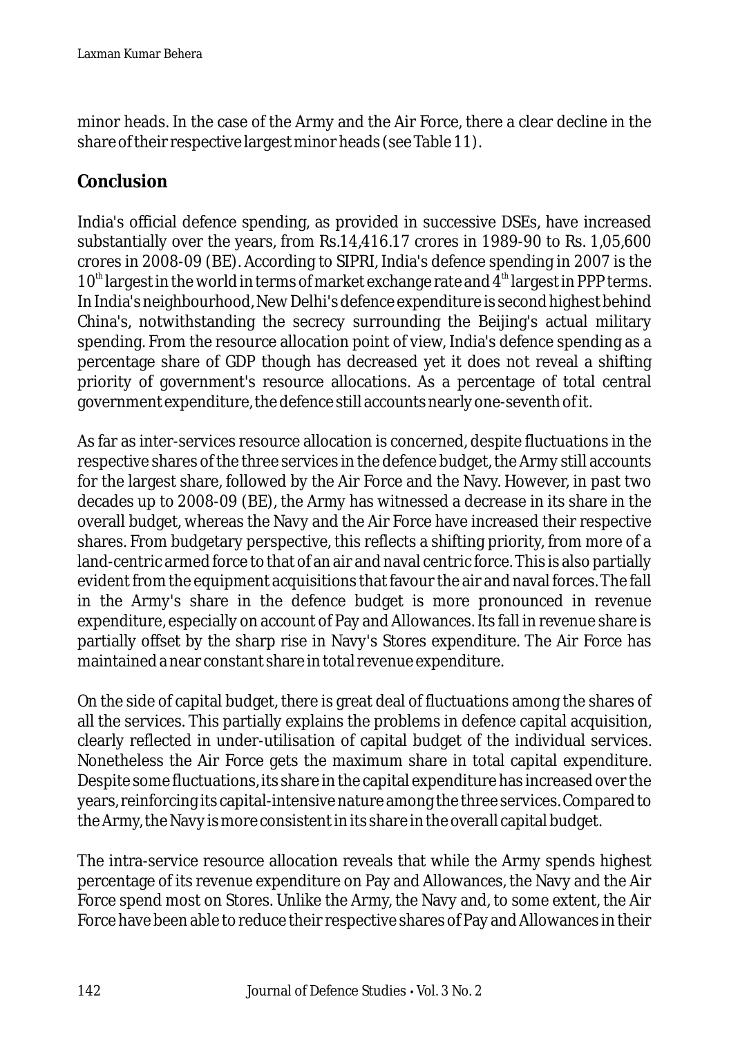minor heads. In the case of the Army and the Air Force, there a clear decline in the share of their respective largest minor heads (see Table 11).

## Conclusion

India's official defence spending, as provided in successive DSEs, have increased substantially over the years, from Rs.14,416.17 crores in 1989-90 to Rs. 1,05,600 crores in 2008-09 (BE). According to SIPRI, India's defence spending in 2007 is the 10th largest in the world in terms of market exchange rate and 4th largest in PPP terms. In India's neighbourhood, New Delhi's defence expenditure is second highest behind China's, notwithstanding the secrecy surrounding the Beijing's actual military spending. From the resource allocation point of view, India's defence spending as a percentage share of GDP though has decreased yet it does not reveal a shifting priority of government's resource allocations. As a percentage of total central government expenditure, the defence still accounts nearly one-seventh of it.

As far as inter-services resource allocation is concerned, despite fluctuations in the respective shares of the three services in the defence budget, the Army still accounts for the largest share, followed by the Air Force and the Navy. However, in past two decades up to 2008-09 (BE), the Army has witnessed a decrease in its share in the overall budget, whereas the Navy and the Air Force have increased their respective shares. From budgetary perspective, this reflects a shifting priority, from more of a land-centric armed force to that of an air and naval centric force. This is also partially evident from the equipment acquisitions that favour the air and naval forces. The fall in the Army's share in the defence budget is more pronounced in revenue expenditure, especially on account of Pay and Allowances. Its fall in revenue share is partially offset by the sharp rise in Navy's Stores expenditure. The Air Force has maintained a near constant share in total revenue expenditure.

On the side of capital budget, there is great deal of fluctuations among the shares of all the services. This partially explains the problems in defence capital acquisition, clearly reflected in under-utilisation of capital budget of the individual services. Nonetheless the Air Force gets the maximum share in total capital expenditure. Despite some fluctuations, its share in the capital expenditure has increased over the years, reinforcing its capital-intensive nature among the three services. Compared to the Army, the Navy is more consistent in its share in the overall capital budget.

The intra-service resource allocation reveals that while the Army spends highest percentage of its revenue expenditure on Pay and Allowances, the Navy and the Air Force spend most on Stores. Unlike the Army, the Navy and, to some extent, the Air Force have been able to reduce their respective shares of Pay and Allowances in their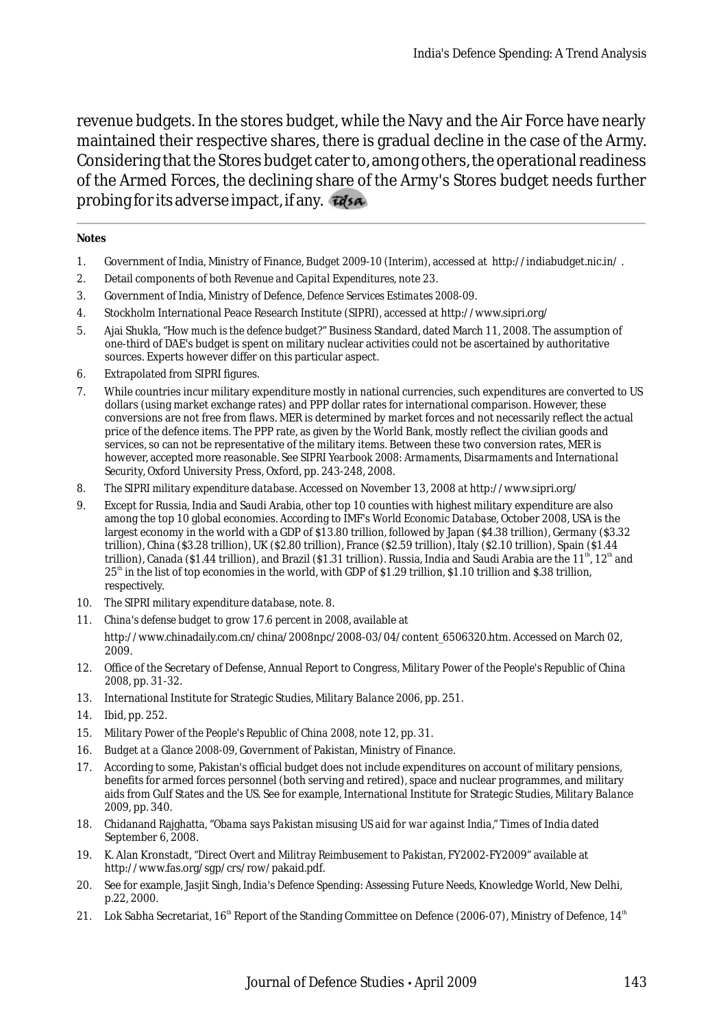revenue budgets. In the stores budget, while the Navy and the Air Force have nearly maintained their respective shares, there is gradual decline in the case of the Army. Considering that the Stores budget cater to, among others, the operational readiness of the Armed Forces, the declining share of the Army's Stores budget needs further probing for its adverse impact, if any.

**Notes**

1. Government of India, Ministry of Finance, *Budget 2009-10 (Interim)*, accessed at http://indiabudget.nic.in/ .
2. Detail components of both *Revenue and Capital* Expenditures, note 23.
3. Government of India, Ministry of Defence, *Defence Services Estimates 2008-09*.
4. Stockholm International Peace Research Institute (SIPRI), accessed at http://www.sipri.org/
5. Ajai Shukla, "How much is the defence budget?" Business Standard, dated March 11, 2008. The assumption of one-third of DAE's budget is spent on military nuclear activities could not be ascertained by authoritative sources. Experts however differ on this particular aspect.
6. Extrapolated from SIPRI figures.
7. While countries incur military expenditure mostly in national currencies, such expenditures are converted to US dollars (using market exchange rates) and PPP dollar rates for international comparison. However, these conversions are not free from flaws. MER is determined by market forces and not necessarily reflect the actual price of the defence items. The PPP rate, as given by the World Bank, mostly reflect the civilian goods and services, so can not be representative of the military items. Between these two conversion rates, MER is however, accepted more reasonable. See SIPRI *Yearbook 2008: Armaments, Disarmaments and International Security*, Oxford University Press, Oxford, pp. 243-248, 2008.
8. *The SIPRI military expenditure database*. Accessed on November 13, 2008 at http://www.sipri.org/
9. Except for Russia, India and Saudi Arabia, other top 10 counties with highest military expenditure are also among the top 10 global economies. According to IMF's *World Economic Database*, October 2008, USA is the largest economy in the world with a GDP of $13.80 trillion, followed by Japan ($4.38 trillion), Germany ($3.32 trillion), China ($3.28 trillion), UK ($2.80 trillion), France ($2.59 trillion), Italy ($2.10 trillion), Spain ($1.44 trillion), Canada ($1.44 trillion), and Brazil ($1.31 trillion). Russia, India and Saudi Arabia are the 11th, 12th and 25th in the list of top economies in the world, with GDP of $1.29 trillion, $1.10 trillion and $.38 trillion, respectively.
10. *The SIPRI military expenditure database*, note. 8.
11. *China's defense budget to grow 17.6 percent in 2008*, available at http://www.chinadaily.com.cn/china/2008npc/2008-03/04/content_6506320.htm. Accessed on March 02, 2009.
12. Office of the Secretary of Defense, Annual Report to Congress, *Military Power of the People's Republic of China 2008*, pp. 31-32.
13. International Institute for Strategic Studies, *Military Balance 2006*, pp. 251.
14. Ibid, pp. 252.
15. *Military Power of the People's Republic of China 2008*, note 12, pp. 31.
16. *Budget at a Glance 2008-09*, Government of Pakistan, Ministry of Finance.
17. According to some, Pakistan's official budget does not include expenditures on account of military pensions, benefits for armed forces personnel (both serving and retired), space and nuclear programmes, and military aids from Gulf States and the US. See for example, International Institute for Strategic Studies, *Military Balance 2009*, pp. 340.
18. Chidanand Rajghatta, "*Obama says Pakistan misusing US aid for war against India*," Times of India dated September 6, 2008.
19. K. Alan Kronstadt, "*Direct Overt and Militray Reimbursement to Pakistan, FY2002-FY2009*" available at http://www.fas.org/sgp/crs/row/pakaid.pdf.
20. See for example, Jasjit Singh, *India's Defence Spending: Assessing Future Needs*, Knowledge World, New Delhi, p.22, 2000.
21. Lok Sabha Secretariat, 16th Report of the Standing Committee on Defence (2006-07), Ministry of Defence, 14th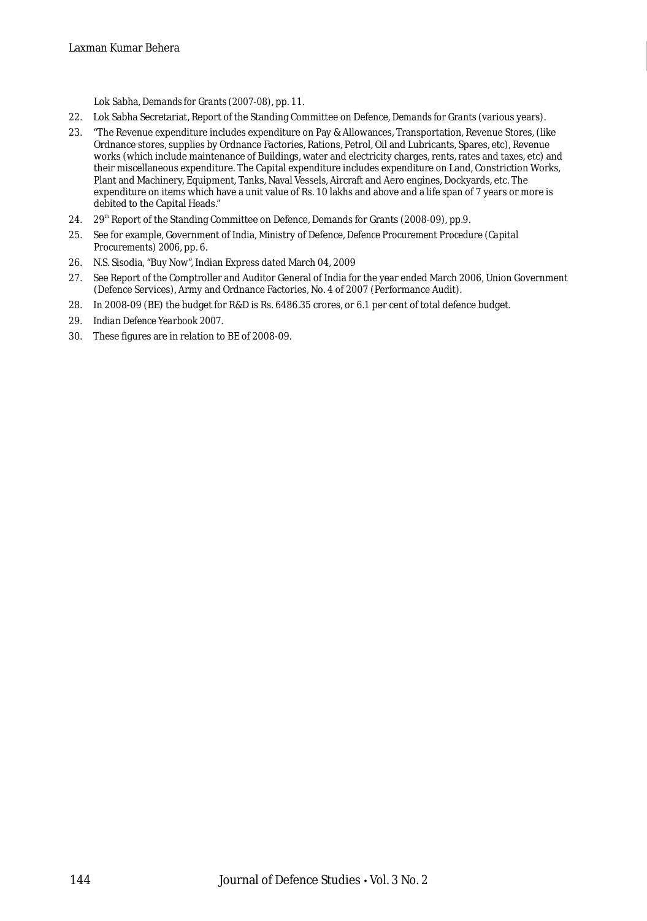Lok Sabha, *Demands for Grants* (2007-08), pp. 11.

22. Lok Sabha Secretariat, Report of the Standing Committee on Defence, *Demands for Grants* (various years).
23. "The Revenue expenditure includes expenditure on Pay & Allowances, Transportation, Revenue Stores, (like Ordnance stores, supplies by Ordnance Factories, Rations, Petrol, Oil and Lubricants, Spares, etc), Revenue works (which include maintenance of Buildings, water and electricity charges, rents, rates and taxes, etc) and their miscellaneous expenditure. The Capital expenditure includes expenditure on Land, Constriction Works, Plant and Machinery, Equipment, Tanks, Naval Vessels, Aircraft and Aero engines, Dockyards, etc. The expenditure on items which have a unit value of Rs. 10 lakhs and above and a life span of 7 years or more is debited to the Capital Heads."
24. 29th Report of the Standing Committee on Defence, Demands for Grants (2008-09), pp.9.
25. See for example, Government of India, Ministry of Defence, *Defence Procurement Procedure (Capital Procurements) 2006*, pp. 6.
26. N.S. Sisodia, "Buy Now", Indian Express dated March 04, 2009
27. See Report of the Comptroller and Auditor General of India for the year ended March 2006, Union Government (Defence Services), Army and Ordnance Factories, No. 4 of 2007 (Performance Audit).
28. In 2008-09 (BE) the budget for R&D is Rs. 6486.35 crores, or 6.1 per cent of total defence budget.
29. *Indian Defence Yearbook 2007*.
30. These figures are in relation to BE of 2008-09.